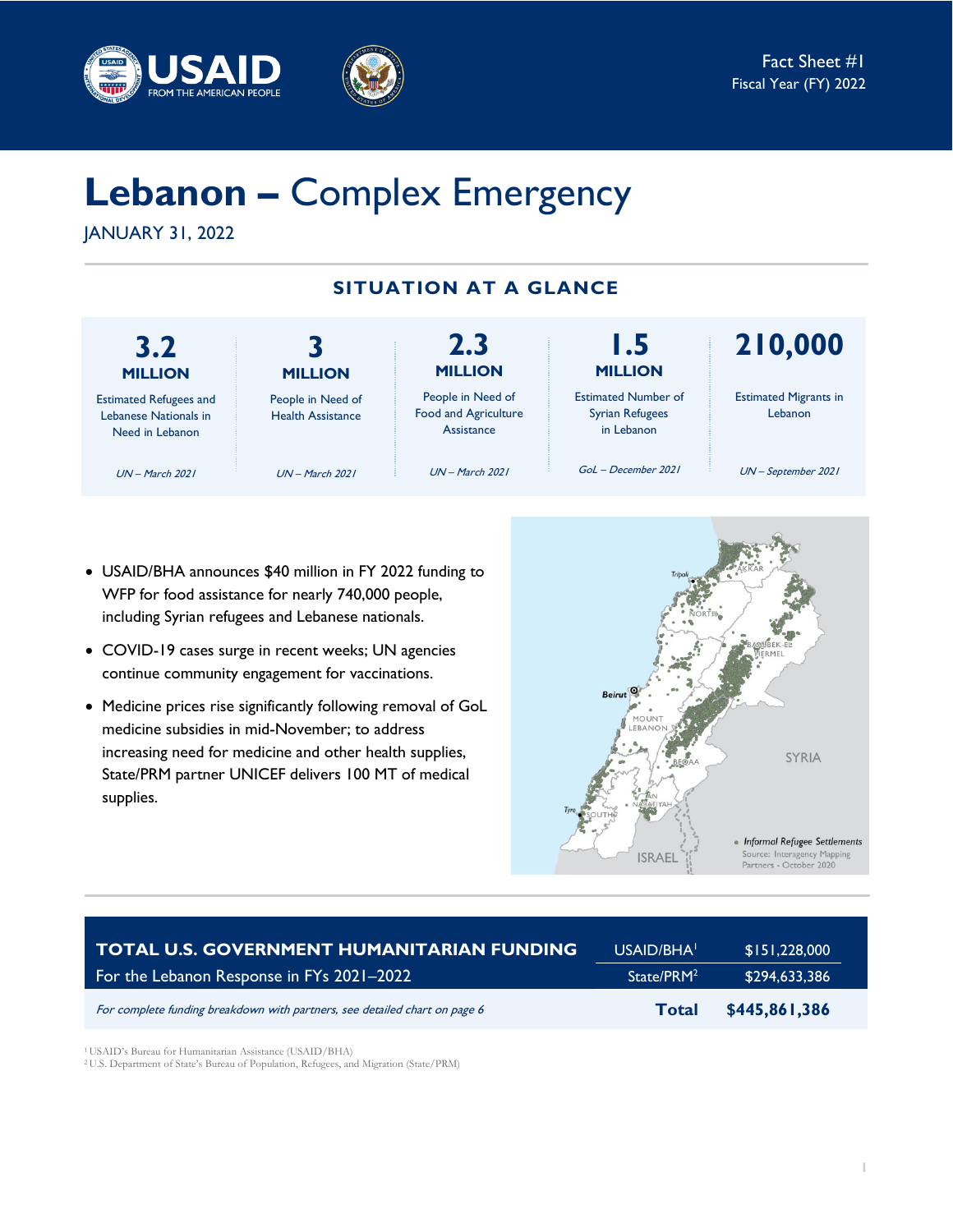Fact Sheet #1
Fiscal Year (FY) 2022

# Lebanon – Complex Emergency

JANUARY 31, 2022

## SITUATION AT A GLANCE

| 3.2 MILLION | 3 MILLION | 2.3 MILLION | 1.5 MILLION | 210,000 |
|---|---|---|---|---|
| Estimated Refugees and Lebanese Nationals in Need in Lebanon | People in Need of Health Assistance | People in Need of Food and Agriculture Assistance | Estimated Number of Syrian Refugees in Lebanon | Estimated Migrants in Lebanon |
| *UN – March 2021* | *UN – March 2021* | *UN – March 2021* | *GoL – December 2021* | *UN – September 2021* |

- USAID/BHA announces $40 million in FY 2022 funding to WFP for food assistance for nearly 740,000 people, including Syrian refugees and Lebanese nationals.
- COVID-19 cases surge in recent weeks; UN agencies continue community engagement for vaccinations.
- Medicine prices rise significantly following removal of GoL medicine subsidies in mid-November; to address increasing need for medicine and other health supplies, State/PRM partner UNICEF delivers 100 MT of medical supplies.

| TOTAL U.S. GOVERNMENT HUMANITARIAN FUNDING | | |
|---|---|---|
| For the Lebanon Response in FYs 2021–2022 | USAID/BHA[1] | $151,228,000 |
| | State/PRM[2] | $294,633,386 |
| *For complete funding breakdown with partners, see detailed chart on page 6* | **Total** | **$445,861,386** |

[1] USAID's Bureau for Humanitarian Assistance (USAID/BHA)
[2] U.S. Department of State's Bureau of Population, Refugees, and Migration (State/PRM)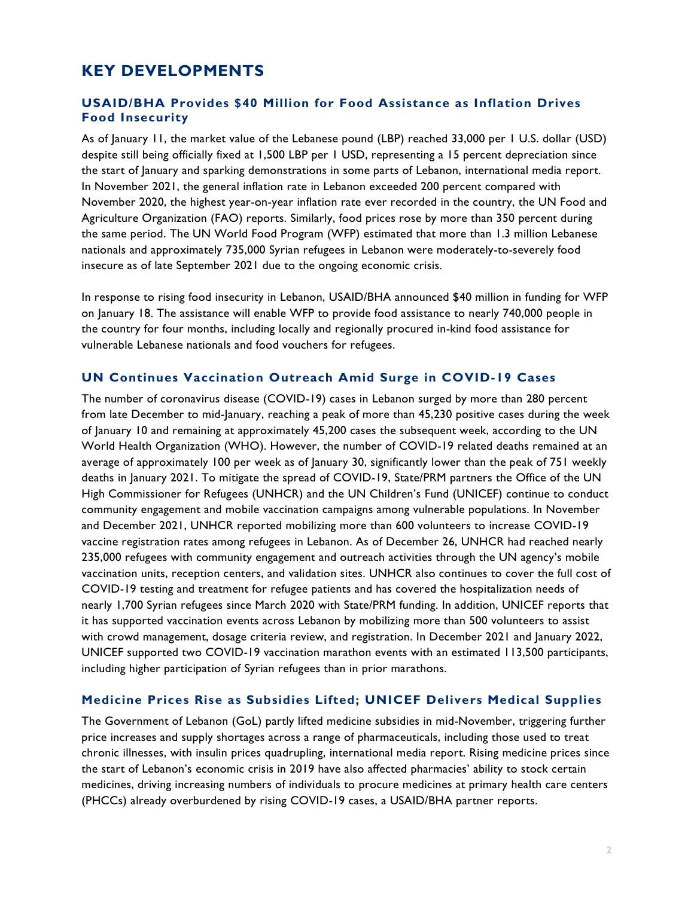# KEY DEVELOPMENTS

### USAID/BHA Provides $40 Million for Food Assistance as Inflation Drives Food Insecurity

As of January 11, the market value of the Lebanese pound (LBP) reached 33,000 per 1 U.S. dollar (USD) despite still being officially fixed at 1,500 LBP per 1 USD, representing a 15 percent depreciation since the start of January and sparking demonstrations in some parts of Lebanon, international media report. In November 2021, the general inflation rate in Lebanon exceeded 200 percent compared with November 2020, the highest year-on-year inflation rate ever recorded in the country, the UN Food and Agriculture Organization (FAO) reports. Similarly, food prices rose by more than 350 percent during the same period. The UN World Food Program (WFP) estimated that more than 1.3 million Lebanese nationals and approximately 735,000 Syrian refugees in Lebanon were moderately-to-severely food insecure as of late September 2021 due to the ongoing economic crisis.

In response to rising food insecurity in Lebanon, USAID/BHA announced $40 million in funding for WFP on January 18. The assistance will enable WFP to provide food assistance to nearly 740,000 people in the country for four months, including locally and regionally procured in-kind food assistance for vulnerable Lebanese nationals and food vouchers for refugees.

### UN Continues Vaccination Outreach Amid Surge in COVID-19 Cases

The number of coronavirus disease (COVID-19) cases in Lebanon surged by more than 280 percent from late December to mid-January, reaching a peak of more than 45,230 positive cases during the week of January 10 and remaining at approximately 45,200 cases the subsequent week, according to the UN World Health Organization (WHO). However, the number of COVID-19 related deaths remained at an average of approximately 100 per week as of January 30, significantly lower than the peak of 751 weekly deaths in January 2021. To mitigate the spread of COVID-19, State/PRM partners the Office of the UN High Commissioner for Refugees (UNHCR) and the UN Children's Fund (UNICEF) continue to conduct community engagement and mobile vaccination campaigns among vulnerable populations. In November and December 2021, UNHCR reported mobilizing more than 600 volunteers to increase COVID-19 vaccine registration rates among refugees in Lebanon. As of December 26, UNHCR had reached nearly 235,000 refugees with community engagement and outreach activities through the UN agency's mobile vaccination units, reception centers, and validation sites. UNHCR also continues to cover the full cost of COVID-19 testing and treatment for refugee patients and has covered the hospitalization needs of nearly 1,700 Syrian refugees since March 2020 with State/PRM funding. In addition, UNICEF reports that it has supported vaccination events across Lebanon by mobilizing more than 500 volunteers to assist with crowd management, dosage criteria review, and registration. In December 2021 and January 2022, UNICEF supported two COVID-19 vaccination marathon events with an estimated 113,500 participants, including higher participation of Syrian refugees than in prior marathons.

### Medicine Prices Rise as Subsidies Lifted; UNICEF Delivers Medical Supplies

The Government of Lebanon (GoL) partly lifted medicine subsidies in mid-November, triggering further price increases and supply shortages across a range of pharmaceuticals, including those used to treat chronic illnesses, with insulin prices quadrupling, international media report. Rising medicine prices since the start of Lebanon's economic crisis in 2019 have also affected pharmacies' ability to stock certain medicines, driving increasing numbers of individuals to procure medicines at primary health care centers (PHCCs) already overburdened by rising COVID-19 cases, a USAID/BHA partner reports.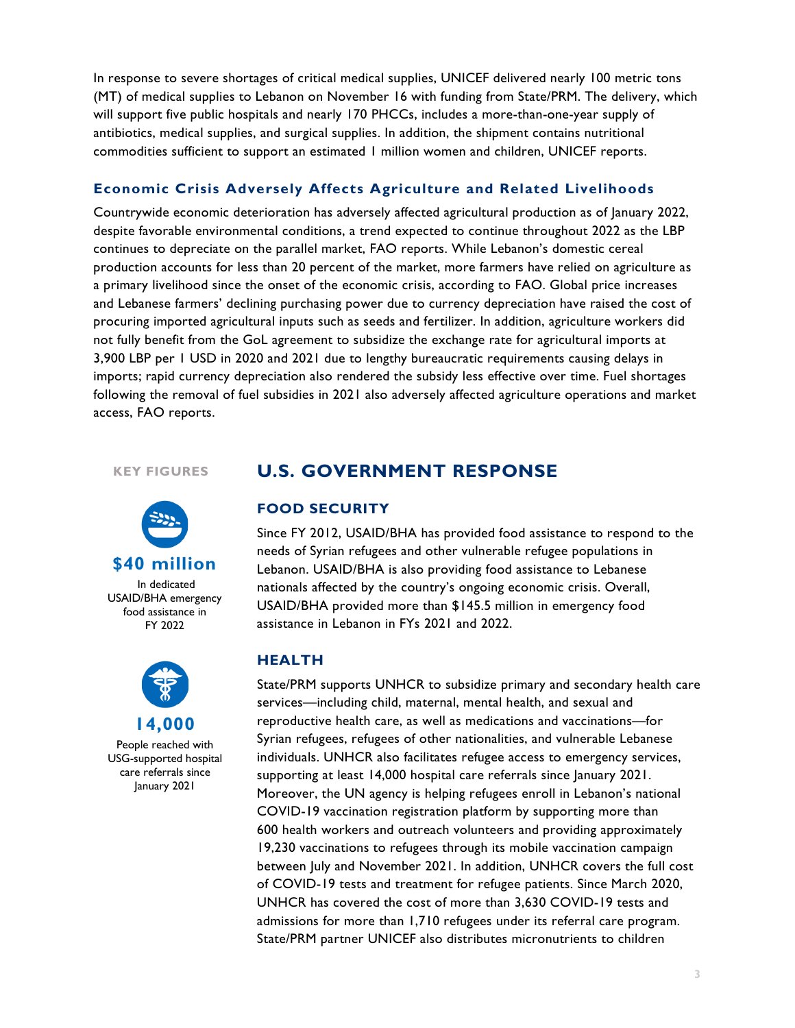In response to severe shortages of critical medical supplies, UNICEF delivered nearly 100 metric tons (MT) of medical supplies to Lebanon on November 16 with funding from State/PRM. The delivery, which will support five public hospitals and nearly 170 PHCCs, includes a more-than-one-year supply of antibiotics, medical supplies, and surgical supplies. In addition, the shipment contains nutritional commodities sufficient to support an estimated 1 million women and children, UNICEF reports.

### Economic Crisis Adversely Affects Agriculture and Related Livelihoods

Countrywide economic deterioration has adversely affected agricultural production as of January 2022, despite favorable environmental conditions, a trend expected to continue throughout 2022 as the LBP continues to depreciate on the parallel market, FAO reports. While Lebanon's domestic cereal production accounts for less than 20 percent of the market, more farmers have relied on agriculture as a primary livelihood since the onset of the economic crisis, according to FAO. Global price increases and Lebanese farmers' declining purchasing power due to currency depreciation have raised the cost of procuring imported agricultural inputs such as seeds and fertilizer. In addition, agriculture workers did not fully benefit from the GoL agreement to subsidize the exchange rate for agricultural imports at 3,900 LBP per 1 USD in 2020 and 2021 due to lengthy bureaucratic requirements causing delays in imports; rapid currency depreciation also rendered the subsidy less effective over time. Fuel shortages following the removal of fuel subsidies in 2021 also adversely affected agriculture operations and market access, FAO reports.

**KEY FIGURES**

**$40 million**

In dedicated USAID/BHA emergency food assistance in FY 2022

**14,000**

People reached with USG-supported hospital care referrals since January 2021

## U.S. GOVERNMENT RESPONSE

### FOOD SECURITY

Since FY 2012, USAID/BHA has provided food assistance to respond to the needs of Syrian refugees and other vulnerable refugee populations in Lebanon. USAID/BHA is also providing food assistance to Lebanese nationals affected by the country's ongoing economic crisis. Overall, USAID/BHA provided more than $145.5 million in emergency food assistance in Lebanon in FYs 2021 and 2022.

### HEALTH

State/PRM supports UNHCR to subsidize primary and secondary health care services—including child, maternal, mental health, and sexual and reproductive health care, as well as medications and vaccinations—for Syrian refugees, refugees of other nationalities, and vulnerable Lebanese individuals. UNHCR also facilitates refugee access to emergency services, supporting at least 14,000 hospital care referrals since January 2021. Moreover, the UN agency is helping refugees enroll in Lebanon's national COVID-19 vaccination registration platform by supporting more than 600 health workers and outreach volunteers and providing approximately 19,230 vaccinations to refugees through its mobile vaccination campaign between July and November 2021. In addition, UNHCR covers the full cost of COVID-19 tests and treatment for refugee patients. Since March 2020, UNHCR has covered the cost of more than 3,630 COVID-19 tests and admissions for more than 1,710 refugees under its referral care program. State/PRM partner UNICEF also distributes micronutrients to children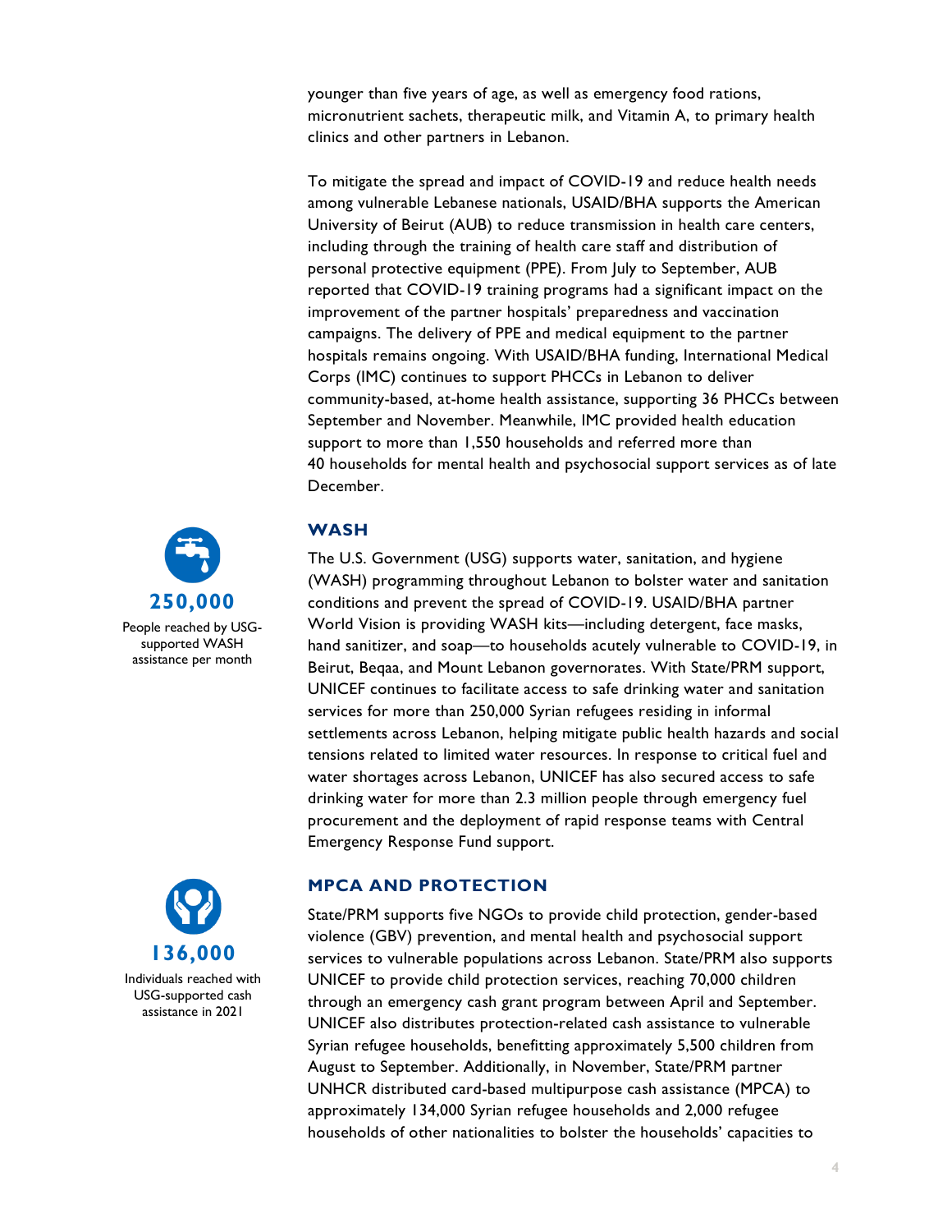younger than five years of age, as well as emergency food rations, micronutrient sachets, therapeutic milk, and Vitamin A, to primary health clinics and other partners in Lebanon.

To mitigate the spread and impact of COVID-19 and reduce health needs among vulnerable Lebanese nationals, USAID/BHA supports the American University of Beirut (AUB) to reduce transmission in health care centers, including through the training of health care staff and distribution of personal protective equipment (PPE). From July to September, AUB reported that COVID-19 training programs had a significant impact on the improvement of the partner hospitals' preparedness and vaccination campaigns. The delivery of PPE and medical equipment to the partner hospitals remains ongoing. With USAID/BHA funding, International Medical Corps (IMC) continues to support PHCCs in Lebanon to deliver community-based, at-home health assistance, supporting 36 PHCCs between September and November. Meanwhile, IMC provided health education support to more than 1,550 households and referred more than 40 households for mental health and psychosocial support services as of late December.

**250,000**
People reached by USG-supported WASH assistance per month

## WASH

The U.S. Government (USG) supports water, sanitation, and hygiene (WASH) programming throughout Lebanon to bolster water and sanitation conditions and prevent the spread of COVID-19. USAID/BHA partner World Vision is providing WASH kits—including detergent, face masks, hand sanitizer, and soap—to households acutely vulnerable to COVID-19, in Beirut, Beqaa, and Mount Lebanon governorates. With State/PRM support, UNICEF continues to facilitate access to safe drinking water and sanitation services for more than 250,000 Syrian refugees residing in informal settlements across Lebanon, helping mitigate public health hazards and social tensions related to limited water resources. In response to critical fuel and water shortages across Lebanon, UNICEF has also secured access to safe drinking water for more than 2.3 million people through emergency fuel procurement and the deployment of rapid response teams with Central Emergency Response Fund support.

**136,000**
Individuals reached with USG-supported cash assistance in 2021

## MPCA AND PROTECTION

State/PRM supports five NGOs to provide child protection, gender-based violence (GBV) prevention, and mental health and psychosocial support services to vulnerable populations across Lebanon. State/PRM also supports UNICEF to provide child protection services, reaching 70,000 children through an emergency cash grant program between April and September. UNICEF also distributes protection-related cash assistance to vulnerable Syrian refugee households, benefitting approximately 5,500 children from August to September. Additionally, in November, State/PRM partner UNHCR distributed card-based multipurpose cash assistance (MPCA) to approximately 134,000 Syrian refugee households and 2,000 refugee households of other nationalities to bolster the households' capacities to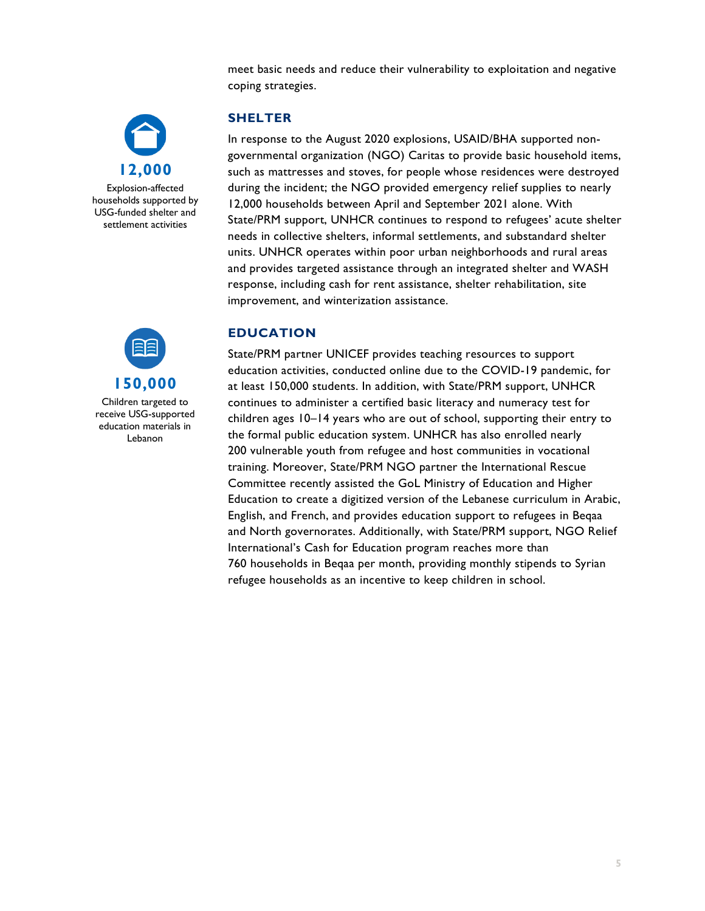meet basic needs and reduce their vulnerability to exploitation and negative coping strategies.

**12,000**

Explosion-affected households supported by USG-funded shelter and settlement activities

## SHELTER

In response to the August 2020 explosions, USAID/BHA supported non-governmental organization (NGO) Caritas to provide basic household items, such as mattresses and stoves, for people whose residences were destroyed during the incident; the NGO provided emergency relief supplies to nearly 12,000 households between April and September 2021 alone. With State/PRM support, UNHCR continues to respond to refugees' acute shelter needs in collective shelters, informal settlements, and substandard shelter units. UNHCR operates within poor urban neighborhoods and rural areas and provides targeted assistance through an integrated shelter and WASH response, including cash for rent assistance, shelter rehabilitation, site improvement, and winterization assistance.

**150,000**

Children targeted to receive USG-supported education materials in Lebanon

## EDUCATION

State/PRM partner UNICEF provides teaching resources to support education activities, conducted online due to the COVID-19 pandemic, for at least 150,000 students. In addition, with State/PRM support, UNHCR continues to administer a certified basic literacy and numeracy test for children ages 10–14 years who are out of school, supporting their entry to the formal public education system. UNHCR has also enrolled nearly 200 vulnerable youth from refugee and host communities in vocational training. Moreover, State/PRM NGO partner the International Rescue Committee recently assisted the GoL Ministry of Education and Higher Education to create a digitized version of the Lebanese curriculum in Arabic, English, and French, and provides education support to refugees in Beqaa and North governorates. Additionally, with State/PRM support, NGO Relief International's Cash for Education program reaches more than 760 households in Beqaa per month, providing monthly stipends to Syrian refugee households as an incentive to keep children in school.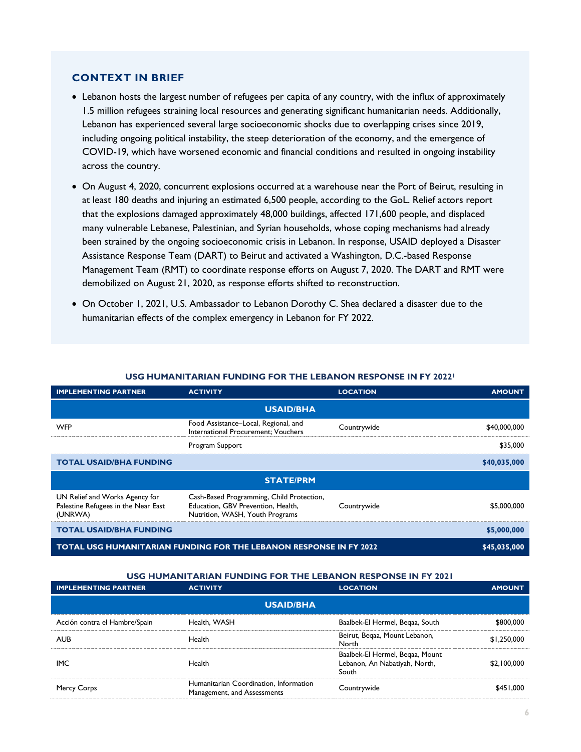## CONTEXT IN BRIEF

- Lebanon hosts the largest number of refugees per capita of any country, with the influx of approximately 1.5 million refugees straining local resources and generating significant humanitarian needs. Additionally, Lebanon has experienced several large socioeconomic shocks due to overlapping crises since 2019, including ongoing political instability, the steep deterioration of the economy, and the emergence of COVID-19, which have worsened economic and financial conditions and resulted in ongoing instability across the country.
- On August 4, 2020, concurrent explosions occurred at a warehouse near the Port of Beirut, resulting in at least 180 deaths and injuring an estimated 6,500 people, according to the GoL. Relief actors report that the explosions damaged approximately 48,000 buildings, affected 171,600 people, and displaced many vulnerable Lebanese, Palestinian, and Syrian households, whose coping mechanisms had already been strained by the ongoing socioeconomic crisis in Lebanon. In response, USAID deployed a Disaster Assistance Response Team (DART) to Beirut and activated a Washington, D.C.-based Response Management Team (RMT) to coordinate response efforts on August 7, 2020. The DART and RMT were demobilized on August 21, 2020, as response efforts shifted to reconstruction.
- On October 1, 2021, U.S. Ambassador to Lebanon Dorothy C. Shea declared a disaster due to the humanitarian effects of the complex emergency in Lebanon for FY 2022.

**USG HUMANITARIAN FUNDING FOR THE LEBANON RESPONSE IN FY 2022**[1]

| IMPLEMENTING PARTNER | ACTIVITY | LOCATION | AMOUNT |
|---|---|---|---|
| | **USAID/BHA** | | |
| WFP | Food Assistance–Local, Regional, and International Procurement; Vouchers | Countrywide | $40,000,000 |
| | Program Support | | $35,000 |
| **TOTAL USAID/BHA FUNDING** | | | **$40,035,000** |
| | **STATE/PRM** | | |
| UN Relief and Works Agency for Palestine Refugees in the Near East (UNRWA) | Cash-Based Programming, Child Protection, Education, GBV Prevention, Health, Nutrition, WASH, Youth Programs | Countrywide | $5,000,000 |
| **TOTAL USAID/BHA FUNDING** | | | **$5,000,000** |
| **TOTAL USG HUMANITARIAN FUNDING FOR THE LEBANON RESPONSE IN FY 2022** | | | **$45,035,000** |

**USG HUMANITARIAN FUNDING FOR THE LEBANON RESPONSE IN FY 2021**

| IMPLEMENTING PARTNER | ACTIVITY | LOCATION | AMOUNT |
|---|---|---|---|
| | **USAID/BHA** | | |
| Acción contra el Hambre/Spain | Health, WASH | Baalbek-El Hermel, Beqaa, South | $800,000 |
| AUB | Health | Beirut, Beqaa, Mount Lebanon, North | $1,250,000 |
| IMC | Health | Baalbek-El Hermel, Beqaa, Mount Lebanon, An Nabatiyah, North, South | $2,100,000 |
| Mercy Corps | Humanitarian Coordination, Information Management, and Assessments | Countrywide | $451,000 |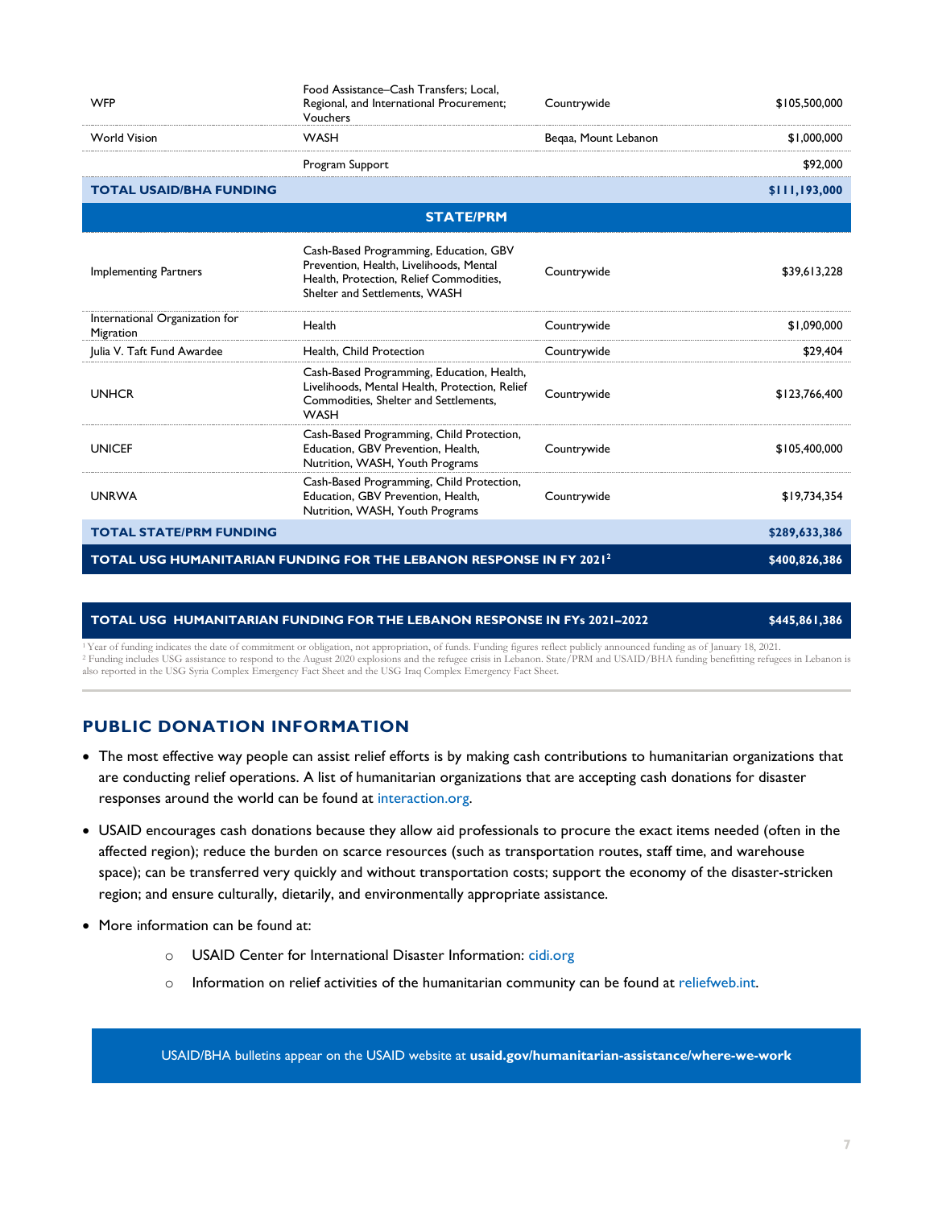| | | | |
|---|---|---|---|
| WFP | Food Assistance–Cash Transfers; Local, Regional, and International Procurement; Vouchers | Countrywide | $105,500,000 |
| World Vision | WASH | Beqaa, Mount Lebanon | $1,000,000 |
| | Program Support | | $92,000 |
| **TOTAL USAID/BHA FUNDING** | | | **$111,193,000** |
| **STATE/PRM** | | | |
| Implementing Partners | Cash-Based Programming, Education, GBV Prevention, Health, Livelihoods, Mental Health, Protection, Relief Commodities, Shelter and Settlements, WASH | Countrywide | $39,613,228 |
| International Organization for Migration | Health | Countrywide | $1,090,000 |
| Julia V. Taft Fund Awardee | Health, Child Protection | Countrywide | $29,404 |
| UNHCR | Cash-Based Programming, Education, Health, Livelihoods, Mental Health, Protection, Relief Commodities, Shelter and Settlements, WASH | Countrywide | $123,766,400 |
| UNICEF | Cash-Based Programming, Child Protection, Education, GBV Prevention, Health, Nutrition, WASH, Youth Programs | Countrywide | $105,400,000 |
| UNRWA | Cash-Based Programming, Child Protection, Education, GBV Prevention, Health, Nutrition, WASH, Youth Programs | Countrywide | $19,734,354 |
| **TOTAL STATE/PRM FUNDING** | | | **$289,633,386** |
| **TOTAL USG HUMANITARIAN FUNDING FOR THE LEBANON RESPONSE IN FY 2021[2]** | | | **$400,826,386** |

| | |
|---|---|
| **TOTAL USG HUMANITARIAN FUNDING FOR THE LEBANON RESPONSE IN FYs 2021–2022** | **$445,861,386** |

[1] Year of funding indicates the date of commitment or obligation, not appropriation, of funds. Funding figures reflect publicly announced funding as of January 18, 2021.
[2] Funding includes USG assistance to respond to the August 2020 explosions and the refugee crisis in Lebanon. State/PRM and USAID/BHA funding benefitting refugees in Lebanon is also reported in the USG Syria Complex Emergency Fact Sheet and the USG Iraq Complex Emergency Fact Sheet.

## PUBLIC DONATION INFORMATION

- The most effective way people can assist relief efforts is by making cash contributions to humanitarian organizations that are conducting relief operations. A list of humanitarian organizations that are accepting cash donations for disaster responses around the world can be found at interaction.org.
- USAID encourages cash donations because they allow aid professionals to procure the exact items needed (often in the affected region); reduce the burden on scarce resources (such as transportation routes, staff time, and warehouse space); can be transferred very quickly and without transportation costs; support the economy of the disaster-stricken region; and ensure culturally, dietarily, and environmentally appropriate assistance.
- More information can be found at:
  - USAID Center for International Disaster Information: cidi.org
  - Information on relief activities of the humanitarian community can be found at reliefweb.int.

USAID/BHA bulletins appear on the USAID website at **usaid.gov/humanitarian-assistance/where-we-work**